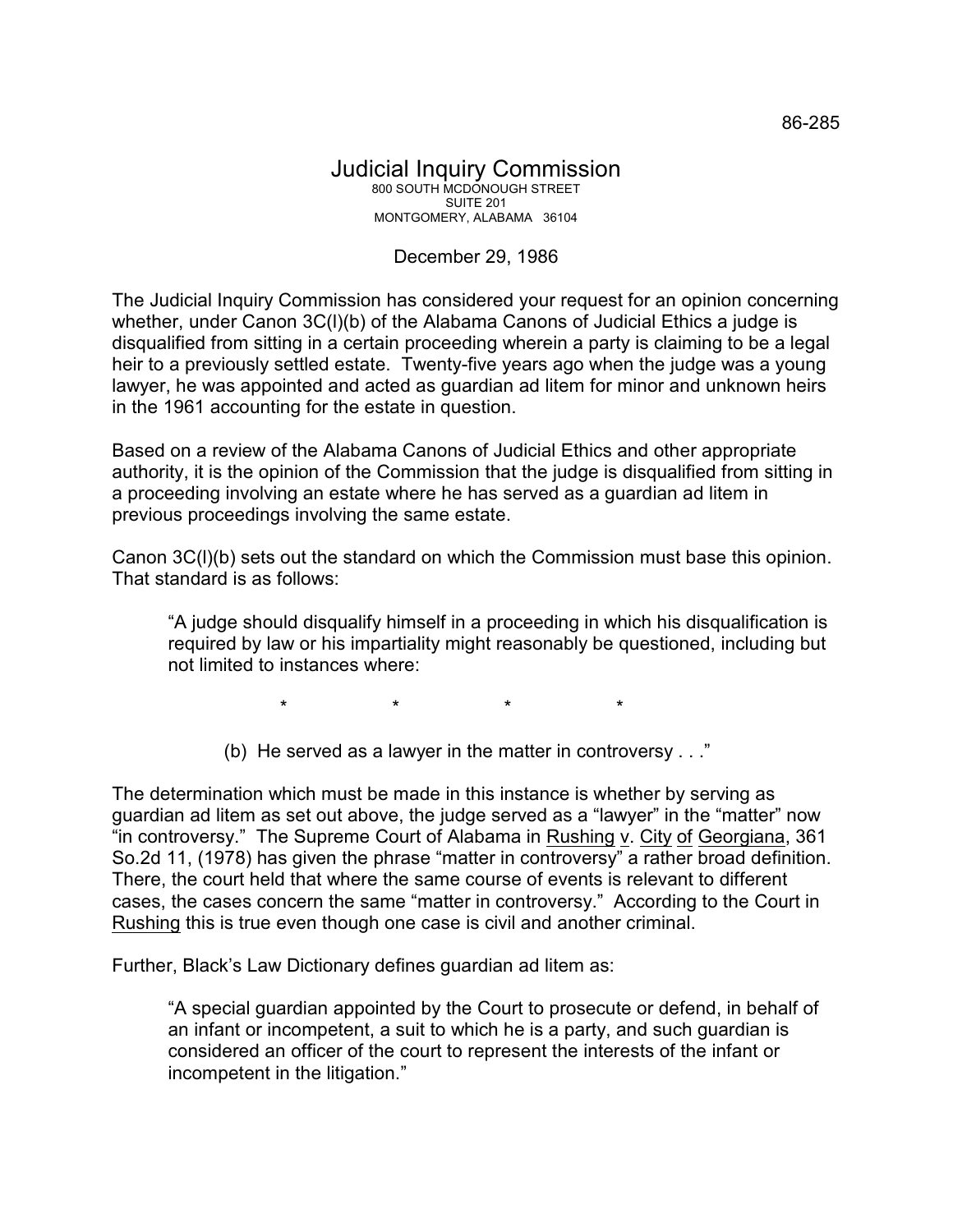86-285

# Judicial Inquiry Commission

800 SOUTH MCDONOUGH STREET
SUITE 201
MONTGOMERY, ALABAMA 36104

December 29, 1986

The Judicial Inquiry Commission has considered your request for an opinion concerning whether, under Canon 3C(l)(b) of the Alabama Canons of Judicial Ethics a judge is disqualified from sitting in a certain proceeding wherein a party is claiming to be a legal heir to a previously settled estate. Twenty-five years ago when the judge was a young lawyer, he was appointed and acted as guardian ad litem for minor and unknown heirs in the 1961 accounting for the estate in question.

Based on a review of the Alabama Canons of Judicial Ethics and other appropriate authority, it is the opinion of the Commission that the judge is disqualified from sitting in a proceeding involving an estate where he has served as a guardian ad litem in previous proceedings involving the same estate.

Canon 3C(l)(b) sets out the standard on which the Commission must base this opinion. That standard is as follows:

> "A judge should disqualify himself in a proceeding in which his disqualification is required by law or his impartiality might reasonably be questioned, including but not limited to instances where:
>
> \*　　　\*　　　\*　　　\*
>
> (b) He served as a lawyer in the matter in controversy . . ."

The determination which must be made in this instance is whether by serving as guardian ad litem as set out above, the judge served as a "lawyer" in the "matter" now "in controversy." The Supreme Court of Alabama in Rushing v. City of Georgiana, 361 So.2d 11, (1978) has given the phrase "matter in controversy" a rather broad definition. There, the court held that where the same course of events is relevant to different cases, the cases concern the same "matter in controversy." According to the Court in Rushing this is true even though one case is civil and another criminal.

Further, Black's Law Dictionary defines guardian ad litem as:

> "A special guardian appointed by the Court to prosecute or defend, in behalf of an infant or incompetent, a suit to which he is a party, and such guardian is considered an officer of the court to represent the interests of the infant or incompetent in the litigation."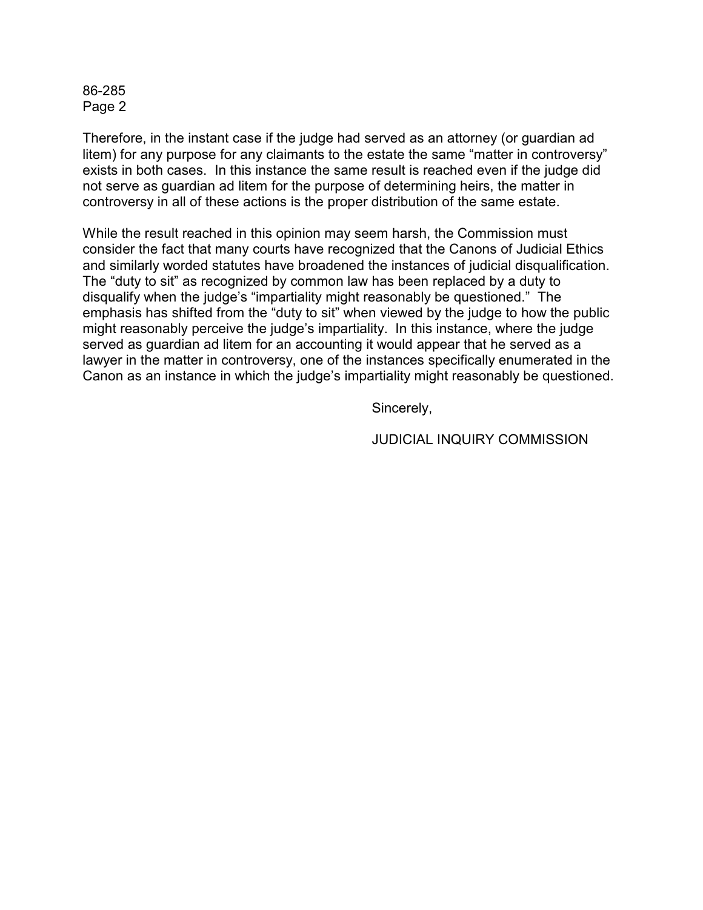Therefore, in the instant case if the judge had served as an attorney (or guardian ad litem) for any purpose for any claimants to the estate the same "matter in controversy" exists in both cases. In this instance the same result is reached even if the judge did not serve as guardian ad litem for the purpose of determining heirs, the matter in controversy in all of these actions is the proper distribution of the same estate.

While the result reached in this opinion may seem harsh, the Commission must consider the fact that many courts have recognized that the Canons of Judicial Ethics and similarly worded statutes have broadened the instances of judicial disqualification. The "duty to sit" as recognized by common law has been replaced by a duty to disqualify when the judge's "impartiality might reasonably be questioned." The emphasis has shifted from the "duty to sit" when viewed by the judge to how the public might reasonably perceive the judge's impartiality. In this instance, where the judge served as guardian ad litem for an accounting it would appear that he served as a lawyer in the matter in controversy, one of the instances specifically enumerated in the Canon as an instance in which the judge's impartiality might reasonably be questioned.

Sincerely,

JUDICIAL INQUIRY COMMISSION